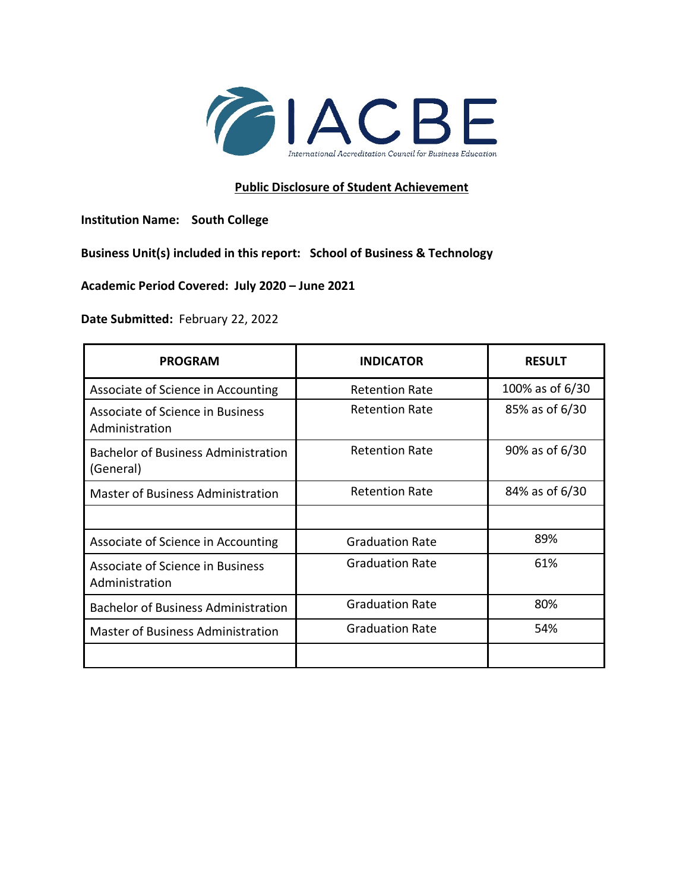IACBE

International Accreditation Council for Business Education

## Public Disclosure of Student Achievement

**Institution Name:** **South College**

**Business Unit(s) included in this report:** **School of Business & Technology**

**Academic Period Covered:** **July 2020 – June 2021**

**Date Submitted:** February 22, 2022

| PROGRAM | INDICATOR | RESULT |
|---|---|---|
| Associate of Science in Accounting | Retention Rate | 100% as of 6/30 |
| Associate of Science in Business Administration | Retention Rate | 85% as of 6/30 |
| Bachelor of Business Administration (General) | Retention Rate | 90% as of 6/30 |
| Master of Business Administration | Retention Rate | 84% as of 6/30 |
| | | |
| Associate of Science in Accounting | Graduation Rate | 89% |
| Associate of Science in Business Administration | Graduation Rate | 61% |
| Bachelor of Business Administration | Graduation Rate | 80% |
| Master of Business Administration | Graduation Rate | 54% |
| | | |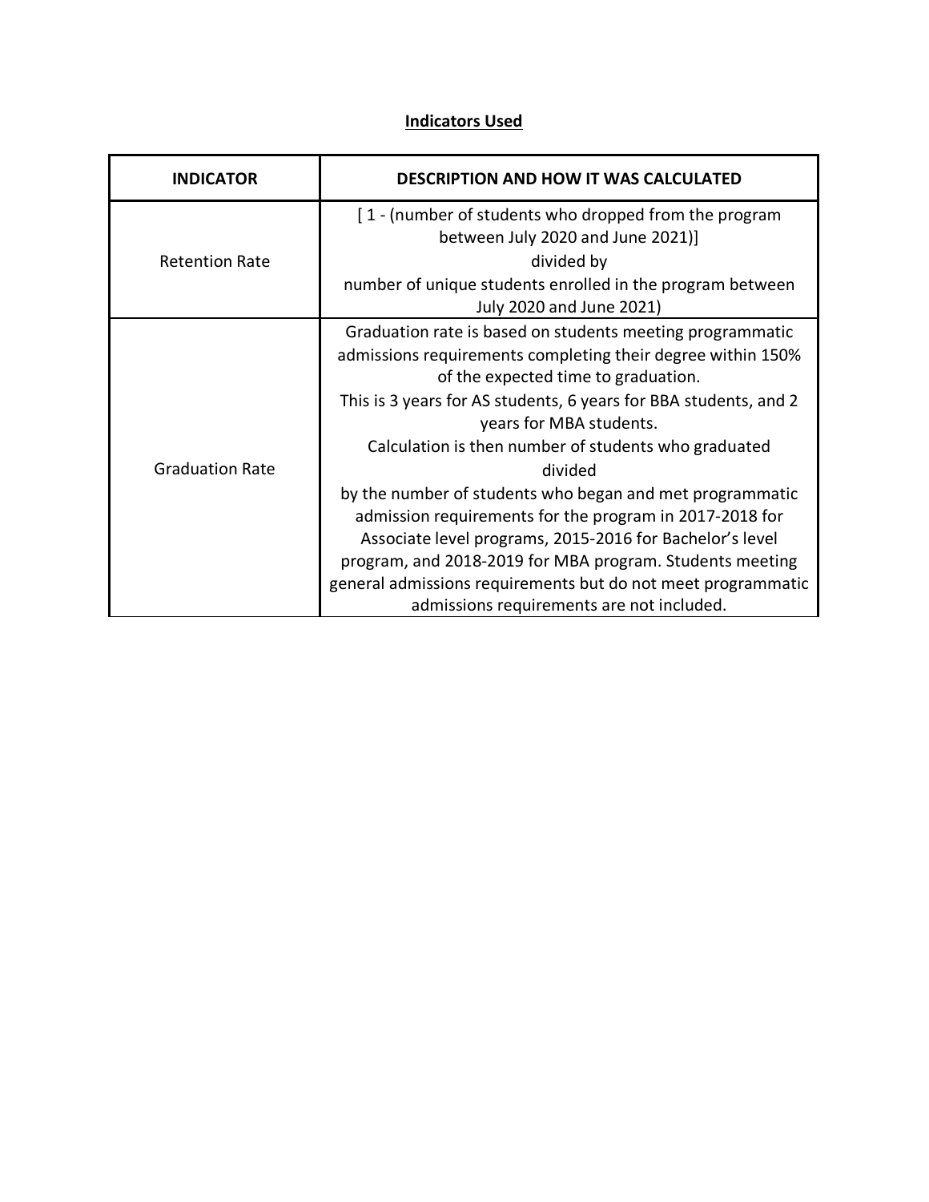**Indicators Used**

| INDICATOR | DESCRIPTION AND HOW IT WAS CALCULATED |
|---|---|
| Retention Rate | [ 1 - (number of students who dropped from the program between July 2020 and June 2021)] divided by number of unique students enrolled in the program between July 2020 and June 2021) |
| Graduation Rate | Graduation rate is based on students meeting programmatic admissions requirements completing their degree within 150% of the expected time to graduation. This is 3 years for AS students, 6 years for BBA students, and 2 years for MBA students. Calculation is then number of students who graduated divided by the number of students who began and met programmatic admission requirements for the program in 2017-2018 for Associate level programs, 2015-2016 for Bachelor's level program, and 2018-2019 for MBA program. Students meeting general admissions requirements but do not meet programmatic admissions requirements are not included. |